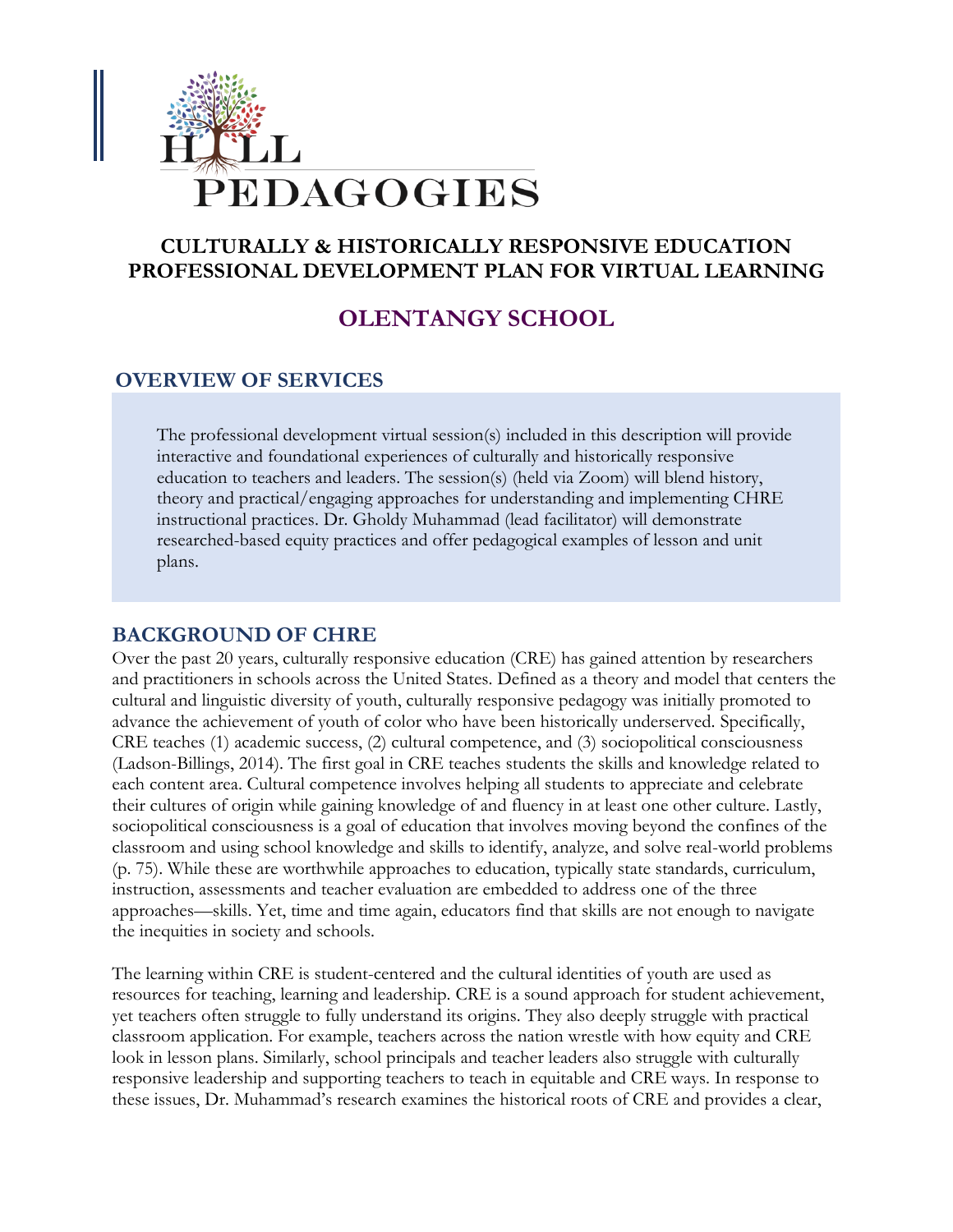HILL PEDAGOGIES

# CULTURALLY & HISTORICALLY RESPONSIVE EDUCATION PROFESSIONAL DEVELOPMENT PLAN FOR VIRTUAL LEARNING

## OLENTANGY SCHOOL

### OVERVIEW OF SERVICES

The professional development virtual session(s) included in this description will provide interactive and foundational experiences of culturally and historically responsive education to teachers and leaders. The session(s) (held via Zoom) will blend history, theory and practical/engaging approaches for understanding and implementing CHRE instructional practices. Dr. Gholdy Muhammad (lead facilitator) will demonstrate researched-based equity practices and offer pedagogical examples of lesson and unit plans.

### BACKGROUND OF CHRE

Over the past 20 years, culturally responsive education (CRE) has gained attention by researchers and practitioners in schools across the United States. Defined as a theory and model that centers the cultural and linguistic diversity of youth, culturally responsive pedagogy was initially promoted to advance the achievement of youth of color who have been historically underserved. Specifically, CRE teaches (1) academic success, (2) cultural competence, and (3) sociopolitical consciousness (Ladson-Billings, 2014). The first goal in CRE teaches students the skills and knowledge related to each content area. Cultural competence involves helping all students to appreciate and celebrate their cultures of origin while gaining knowledge of and fluency in at least one other culture. Lastly, sociopolitical consciousness is a goal of education that involves moving beyond the confines of the classroom and using school knowledge and skills to identify, analyze, and solve real-world problems (p. 75). While these are worthwhile approaches to education, typically state standards, curriculum, instruction, assessments and teacher evaluation are embedded to address one of the three approaches—skills. Yet, time and time again, educators find that skills are not enough to navigate the inequities in society and schools.

The learning within CRE is student-centered and the cultural identities of youth are used as resources for teaching, learning and leadership. CRE is a sound approach for student achievement, yet teachers often struggle to fully understand its origins. They also deeply struggle with practical classroom application. For example, teachers across the nation wrestle with how equity and CRE look in lesson plans. Similarly, school principals and teacher leaders also struggle with culturally responsive leadership and supporting teachers to teach in equitable and CRE ways. In response to these issues, Dr. Muhammad's research examines the historical roots of CRE and provides a clear,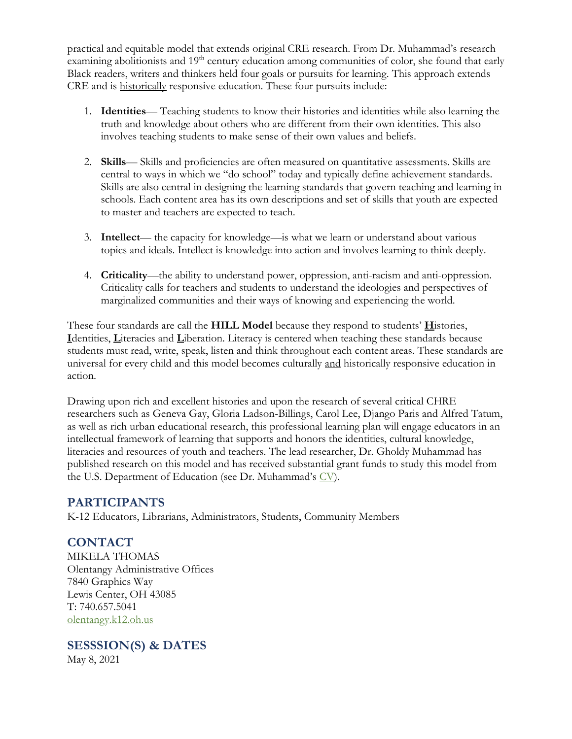practical and equitable model that extends original CRE research. From Dr. Muhammad's research examining abolitionists and 19th century education among communities of color, she found that early Black readers, writers and thinkers held four goals or pursuits for learning. This approach extends CRE and is historically responsive education. These four pursuits include:

1. **Identities**— Teaching students to know their histories and identities while also learning the truth and knowledge about others who are different from their own identities. This also involves teaching students to make sense of their own values and beliefs.

2. **Skills**— Skills and proficiencies are often measured on quantitative assessments. Skills are central to ways in which we "do school" today and typically define achievement standards. Skills are also central in designing the learning standards that govern teaching and learning in schools. Each content area has its own descriptions and set of skills that youth are expected to master and teachers are expected to teach.

3. **Intellect**— the capacity for knowledge—is what we learn or understand about various topics and ideals. Intellect is knowledge into action and involves learning to think deeply.

4. **Criticality**—the ability to understand power, oppression, anti-racism and anti-oppression. Criticality calls for teachers and students to understand the ideologies and perspectives of marginalized communities and their ways of knowing and experiencing the world.

These four standards are call the **HILL Model** because they respond to students' **H**istories, **I**dentities, **L**iteracies and **L**iberation. Literacy is centered when teaching these standards because students must read, write, speak, listen and think throughout each content areas. These standards are universal for every child and this model becomes culturally and historically responsive education in action.

Drawing upon rich and excellent histories and upon the research of several critical CHRE researchers such as Geneva Gay, Gloria Ladson-Billings, Carol Lee, Django Paris and Alfred Tatum, as well as rich urban educational research, this professional learning plan will engage educators in an intellectual framework of learning that supports and honors the identities, cultural knowledge, literacies and resources of youth and teachers. The lead researcher, Dr. Gholdy Muhammad has published research on this model and has received substantial grant funds to study this model from the U.S. Department of Education (see Dr. Muhammad's CV).

## PARTICIPANTS

K-12 Educators, Librarians, Administrators, Students, Community Members

## CONTACT

MIKELA THOMAS
Olentangy Administrative Offices
7840 Graphics Way
Lewis Center, OH 43085
T: 740.657.5041
olentangy.k12.oh.us

## SESSSION(S) & DATES

May 8, 2021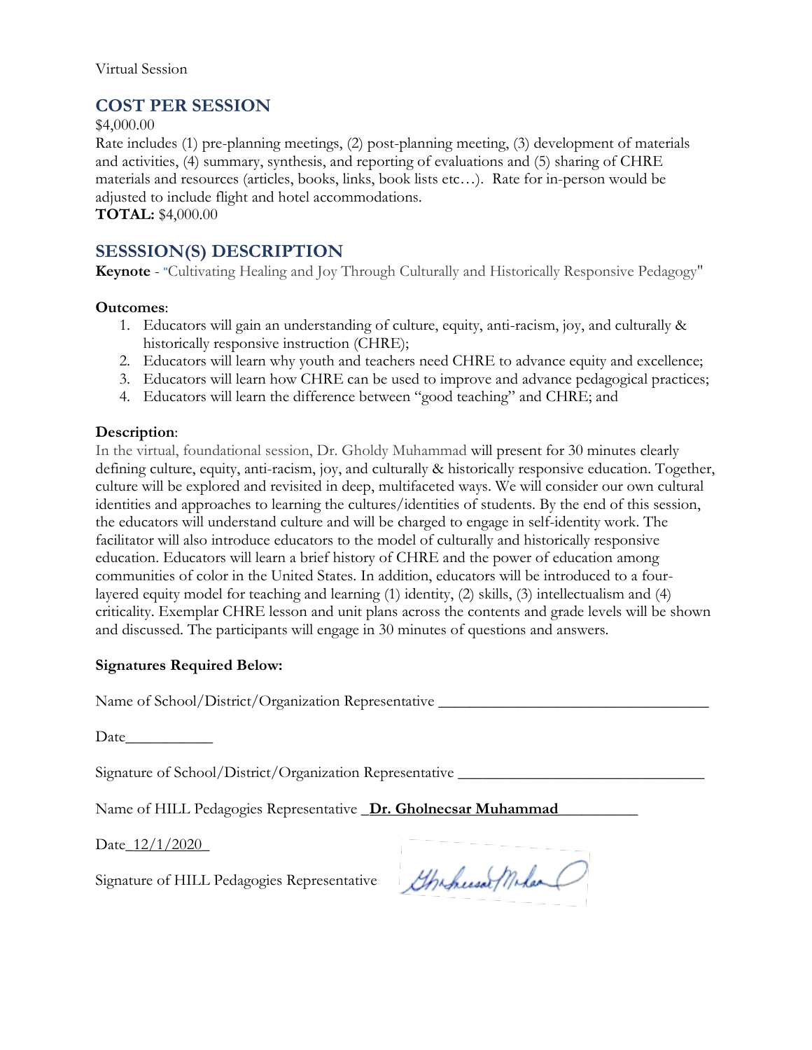Virtual Session

## COST PER SESSION

$4,000.00

Rate includes (1) pre-planning meetings, (2) post-planning meeting, (3) development of materials and activities, (4) summary, synthesis, and reporting of evaluations and (5) sharing of CHRE materials and resources (articles, books, links, book lists etc…). Rate for in-person would be adjusted to include flight and hotel accommodations.

**TOTAL:** $4,000.00

## SESSSION(S) DESCRIPTION

**Keynote** - "Cultivating Healing and Joy Through Culturally and Historically Responsive Pedagogy"

**Outcomes**:

1. Educators will gain an understanding of culture, equity, anti-racism, joy, and culturally & historically responsive instruction (CHRE);
2. Educators will learn why youth and teachers need CHRE to advance equity and excellence;
3. Educators will learn how CHRE can be used to improve and advance pedagogical practices;
4. Educators will learn the difference between "good teaching" and CHRE; and

**Description**:

In the virtual, foundational session, Dr. Gholdy Muhammad will present for 30 minutes clearly defining culture, equity, anti-racism, joy, and culturally & historically responsive education. Together, culture will be explored and revisited in deep, multifaceted ways. We will consider our own cultural identities and approaches to learning the cultures/identities of students. By the end of this session, the educators will understand culture and will be charged to engage in self-identity work. The facilitator will also introduce educators to the model of culturally and historically responsive education. Educators will learn a brief history of CHRE and the power of education among communities of color in the United States. In addition, educators will be introduced to a four-layered equity model for teaching and learning (1) identity, (2) skills, (3) intellectualism and (4) criticality. Exemplar CHRE lesson and unit plans across the contents and grade levels will be shown and discussed. The participants will engage in 30 minutes of questions and answers.

**Signatures Required Below:**

Name of School/District/Organization Representative ___________________________________

Date___________

Signature of School/District/Organization Representative ________________________________

Name of HILL Pedagogies Representative _**Dr. Gholnecsar Muhammad**__________

Date_12/1/2020_

Signature of HILL Pedagogies Representative